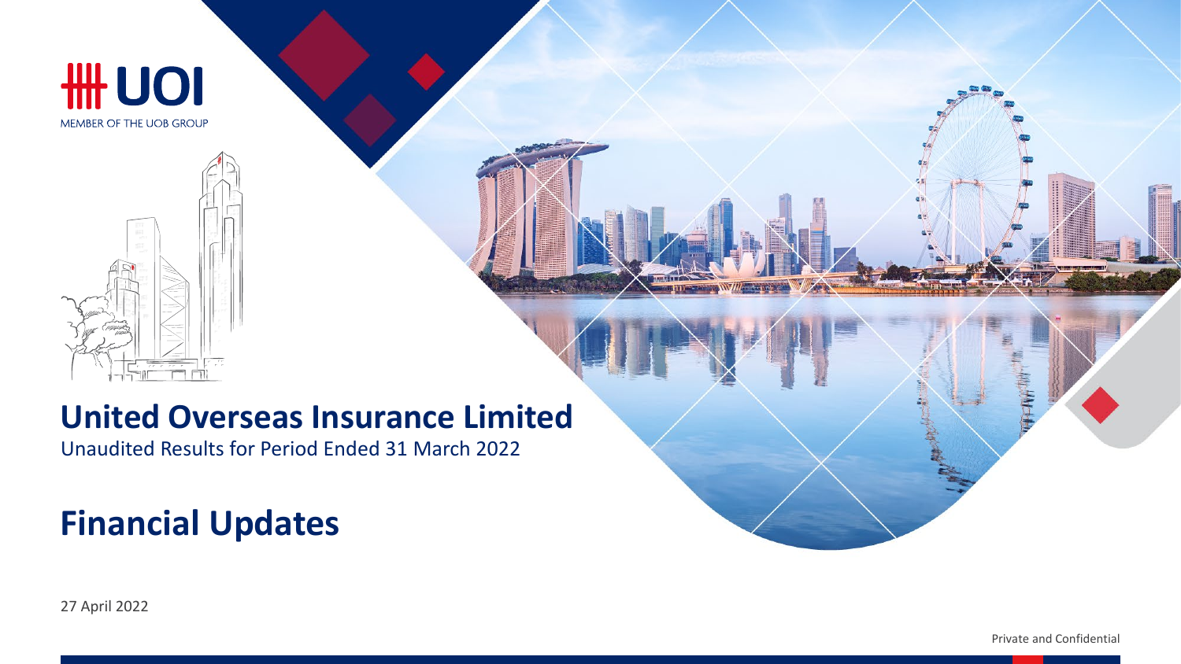UOI

MEMBER OF THE UOB GROUP

# United Overseas Insurance Limited

Unaudited Results for Period Ended 31 March 2022

# Financial Updates

27 April 2022

Private and Confidential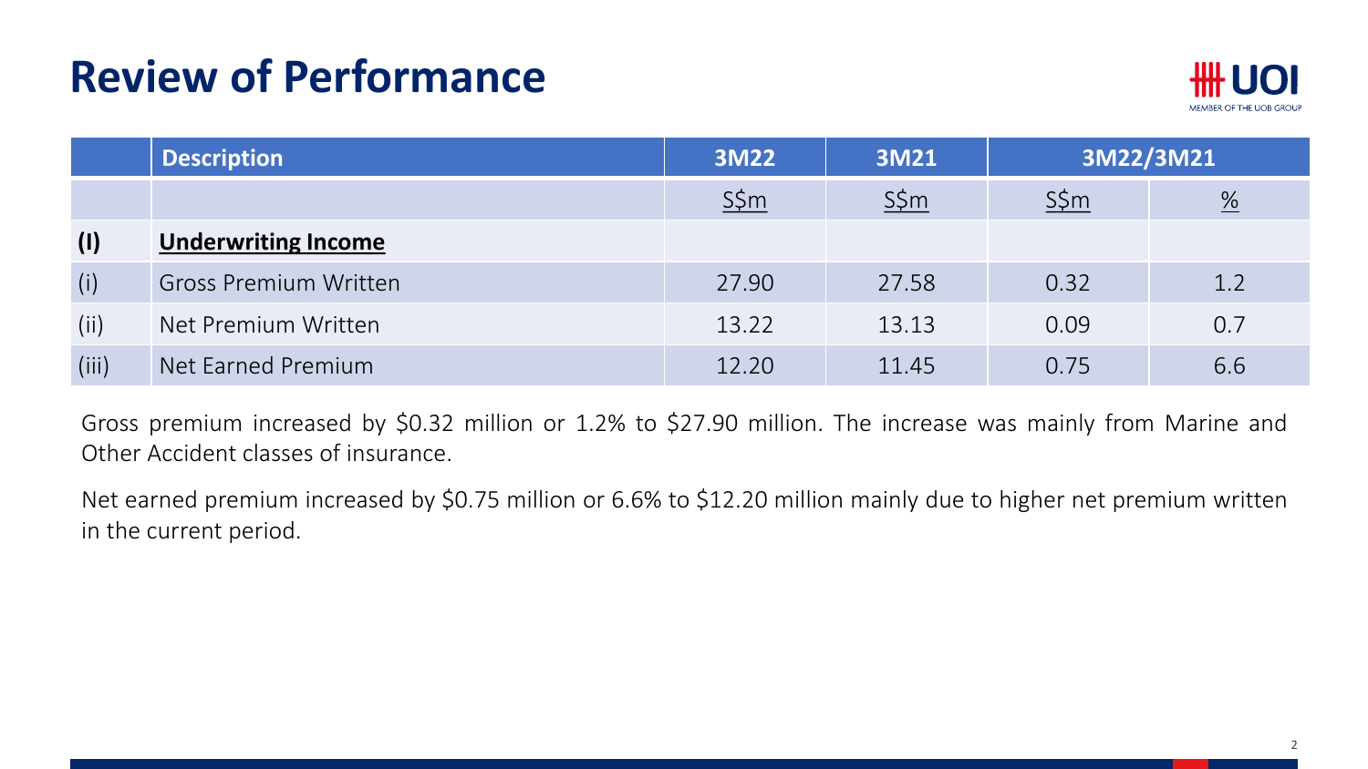# Review of Performance

| | Description | 3M22 | 3M21 | 3M22/3M21 | |
|---|---|---|---|---|---|
| | | S$m | S$m | S$m | % |
| **(I)** | **Underwriting Income** | | | | |
| (i) | Gross Premium Written | 27.90 | 27.58 | 0.32 | 1.2 |
| (ii) | Net Premium Written | 13.22 | 13.13 | 0.09 | 0.7 |
| (iii) | Net Earned Premium | 12.20 | 11.45 | 0.75 | 6.6 |

Gross premium increased by $0.32 million or 1.2% to $27.90 million. The increase was mainly from Marine and Other Accident classes of insurance.

Net earned premium increased by $0.75 million or 6.6% to $12.20 million mainly due to higher net premium written in the current period.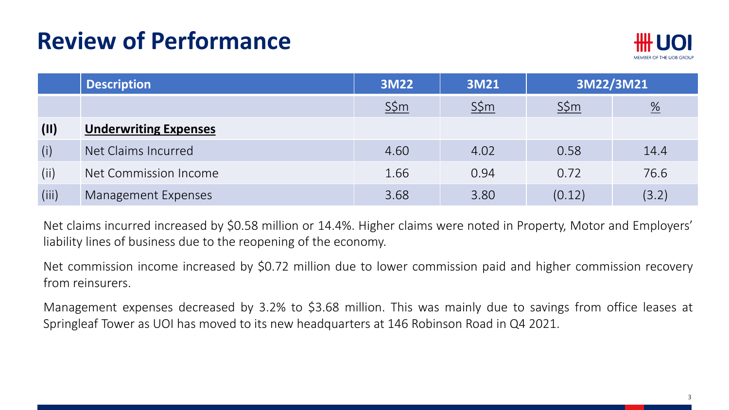# Review of Performance

| | Description | 3M22 | 3M21 | 3M22/3M21 | |
|---|---|---|---|---|---|
| | | S$m | S$m | S$m | % |
| **(II)** | **Underwriting Expenses** | | | | |
| (i) | Net Claims Incurred | 4.60 | 4.02 | 0.58 | 14.4 |
| (ii) | Net Commission Income | 1.66 | 0.94 | 0.72 | 76.6 |
| (iii) | Management Expenses | 3.68 | 3.80 | (0.12) | (3.2) |

Net claims incurred increased by $0.58 million or 14.4%. Higher claims were noted in Property, Motor and Employers' liability lines of business due to the reopening of the economy.

Net commission income increased by $0.72 million due to lower commission paid and higher commission recovery from reinsurers.

Management expenses decreased by 3.2% to $3.68 million. This was mainly due to savings from office leases at Springleaf Tower as UOI has moved to its new headquarters at 146 Robinson Road in Q4 2021.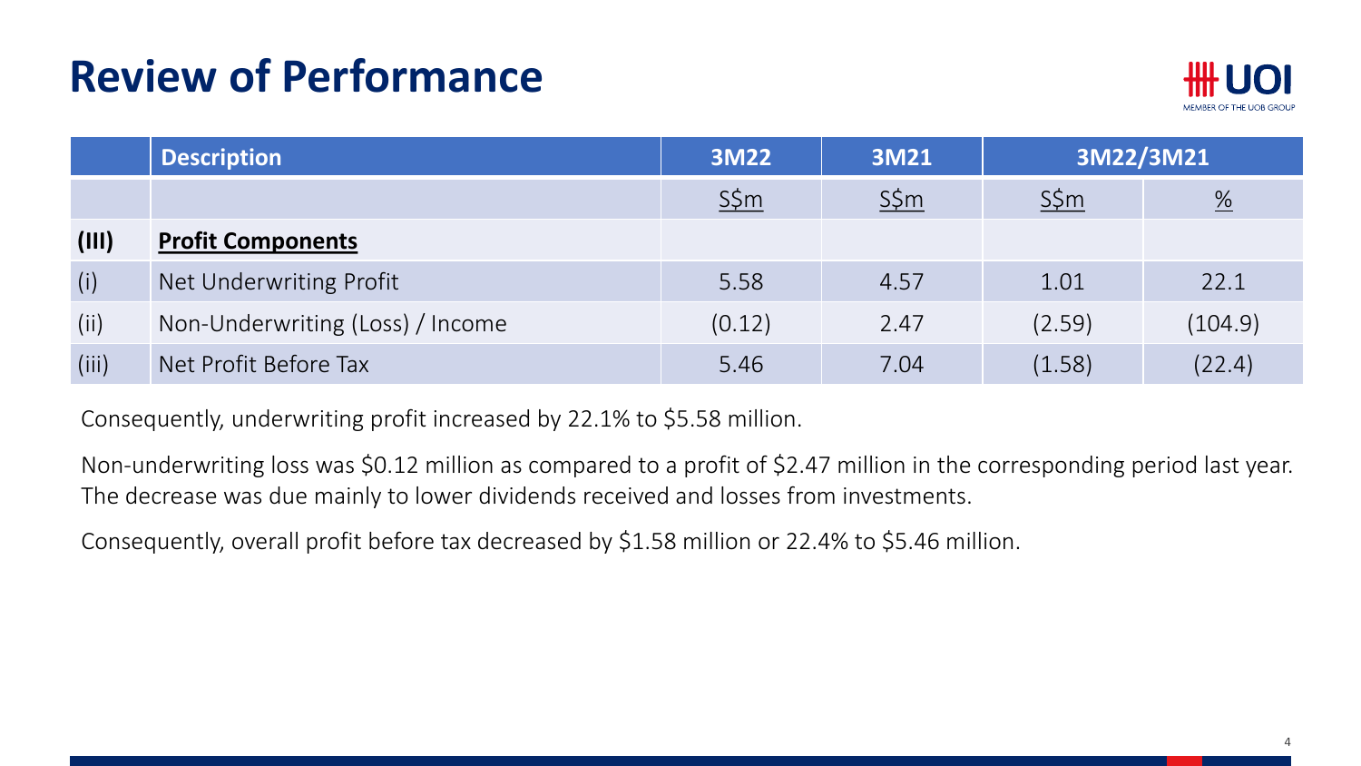# Review of Performance

| | Description | 3M22 | 3M21 | 3M22/3M21 | |
|---|---|---|---|---|---|
| | | S$m | S$m | S$m | % |
| **(III)** | **Profit Components** | | | | |
| (i) | Net Underwriting Profit | 5.58 | 4.57 | 1.01 | 22.1 |
| (ii) | Non-Underwriting (Loss) / Income | (0.12) | 2.47 | (2.59) | (104.9) |
| (iii) | Net Profit Before Tax | 5.46 | 7.04 | (1.58) | (22.4) |

Consequently, underwriting profit increased by 22.1% to $5.58 million.

Non-underwriting loss was $0.12 million as compared to a profit of $2.47 million in the corresponding period last year. The decrease was due mainly to lower dividends received and losses from investments.

Consequently, overall profit before tax decreased by $1.58 million or 22.4% to $5.46 million.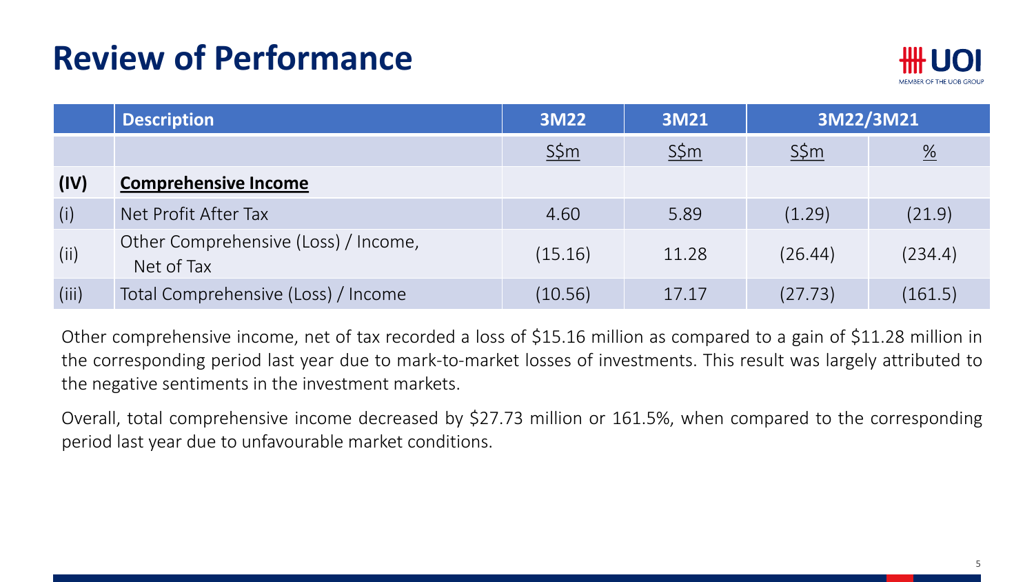# Review of Performance

| | Description | 3M22 | 3M21 | 3M22/3M21 | |
|---|---|---|---|---|---|
| | | S$m | S$m | S$m | % |
| **(IV)** | **Comprehensive Income** | | | | |
| (i) | Net Profit After Tax | 4.60 | 5.89 | (1.29) | (21.9) |
| (ii) | Other Comprehensive (Loss) / Income, Net of Tax | (15.16) | 11.28 | (26.44) | (234.4) |
| (iii) | Total Comprehensive (Loss) / Income | (10.56) | 17.17 | (27.73) | (161.5) |

Other comprehensive income, net of tax recorded a loss of $15.16 million as compared to a gain of $11.28 million in the corresponding period last year due to mark-to-market losses of investments. This result was largely attributed to the negative sentiments in the investment markets.

Overall, total comprehensive income decreased by $27.73 million or 161.5%, when compared to the corresponding period last year due to unfavourable market conditions.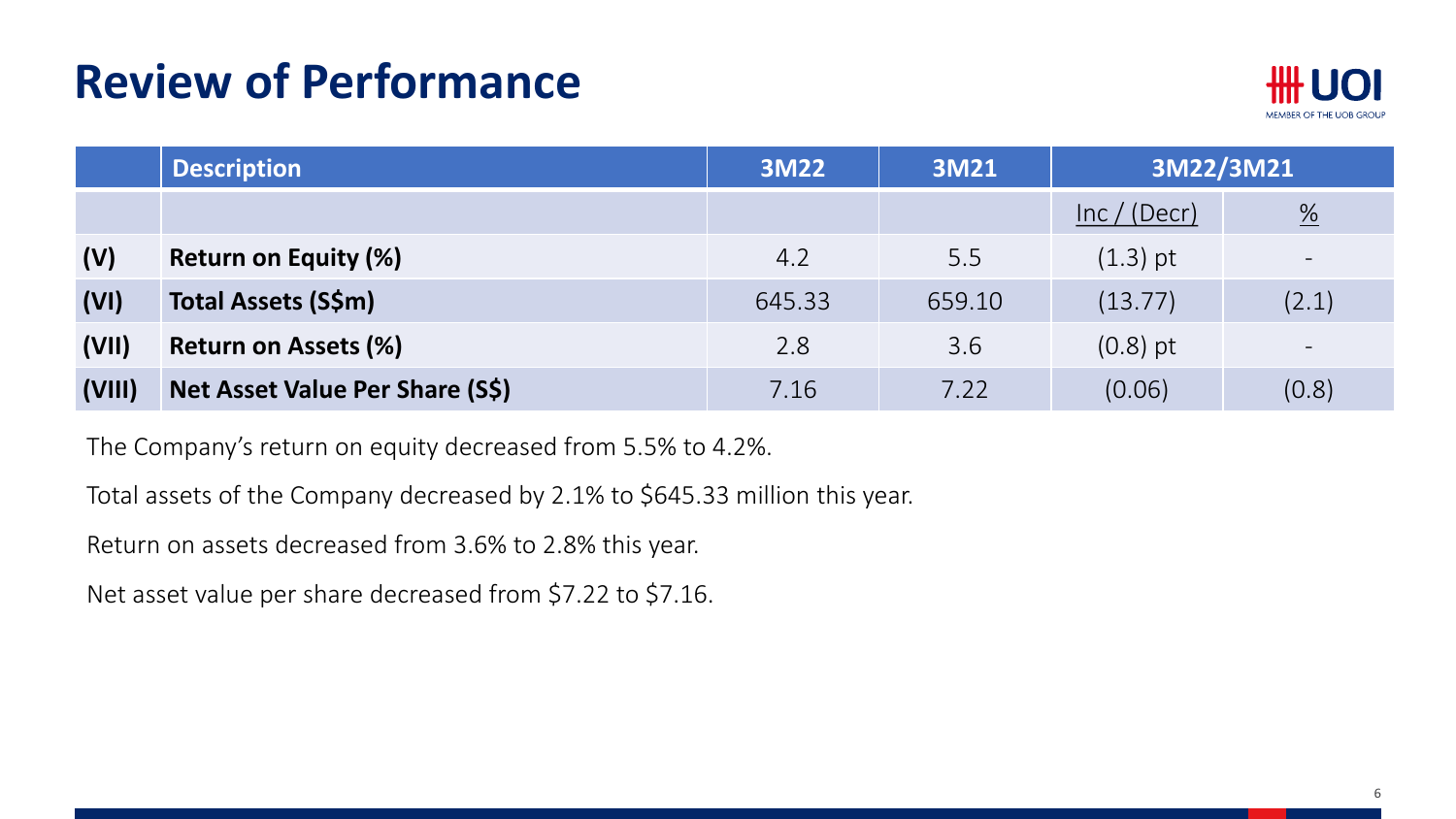# Review of Performance

| | Description | 3M22 | 3M21 | 3M22/3M21 | |
|---|---|---|---|---|---|
| | | | | Inc / (Decr) | % |
| **(V)** | **Return on Equity (%)** | 4.2 | 5.5 | (1.3) pt | - |
| **(VI)** | **Total Assets (S$m)** | 645.33 | 659.10 | (13.77) | (2.1) |
| **(VII)** | **Return on Assets (%)** | 2.8 | 3.6 | (0.8) pt | - |
| **(VIII)** | **Net Asset Value Per Share (S$)** | 7.16 | 7.22 | (0.06) | (0.8) |

The Company's return on equity decreased from 5.5% to 4.2%.

Total assets of the Company decreased by 2.1% to $645.33 million this year.

Return on assets decreased from 3.6% to 2.8% this year.

Net asset value per share decreased from $7.22 to $7.16.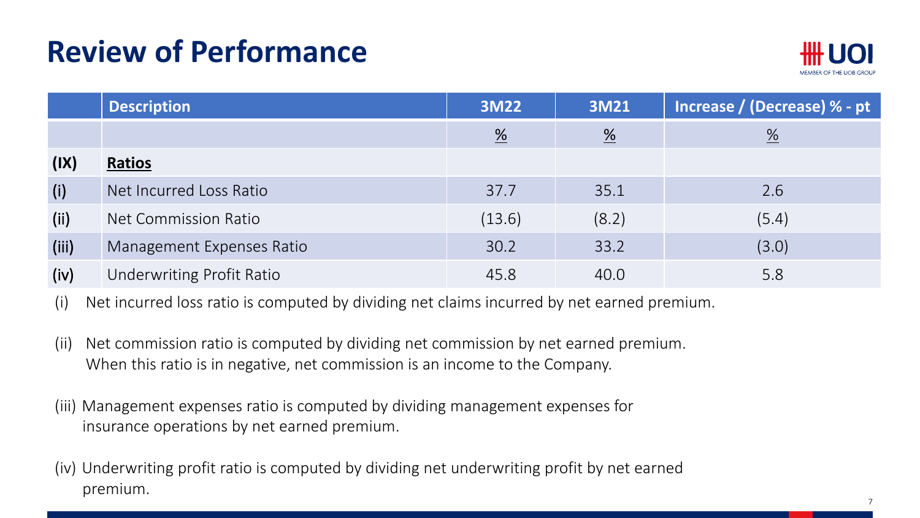# Review of Performance

| | Description | 3M22 | 3M21 | Increase / (Decrease) % - pt |
|---|---|---|---|---|
| | | % | % | % |
| (IX) | **Ratios** | | | |
| (i) | Net Incurred Loss Ratio | 37.7 | 35.1 | 2.6 |
| (ii) | Net Commission Ratio | (13.6) | (8.2) | (5.4) |
| (iii) | Management Expenses Ratio | 30.2 | 33.2 | (3.0) |
| (iv) | Underwriting Profit Ratio | 45.8 | 40.0 | 5.8 |

(i) Net incurred loss ratio is computed by dividing net claims incurred by net earned premium.

(ii) Net commission ratio is computed by dividing net commission by net earned premium. When this ratio is in negative, net commission is an income to the Company.

(iii) Management expenses ratio is computed by dividing management expenses for insurance operations by net earned premium.

(iv) Underwriting profit ratio is computed by dividing net underwriting profit by net earned premium.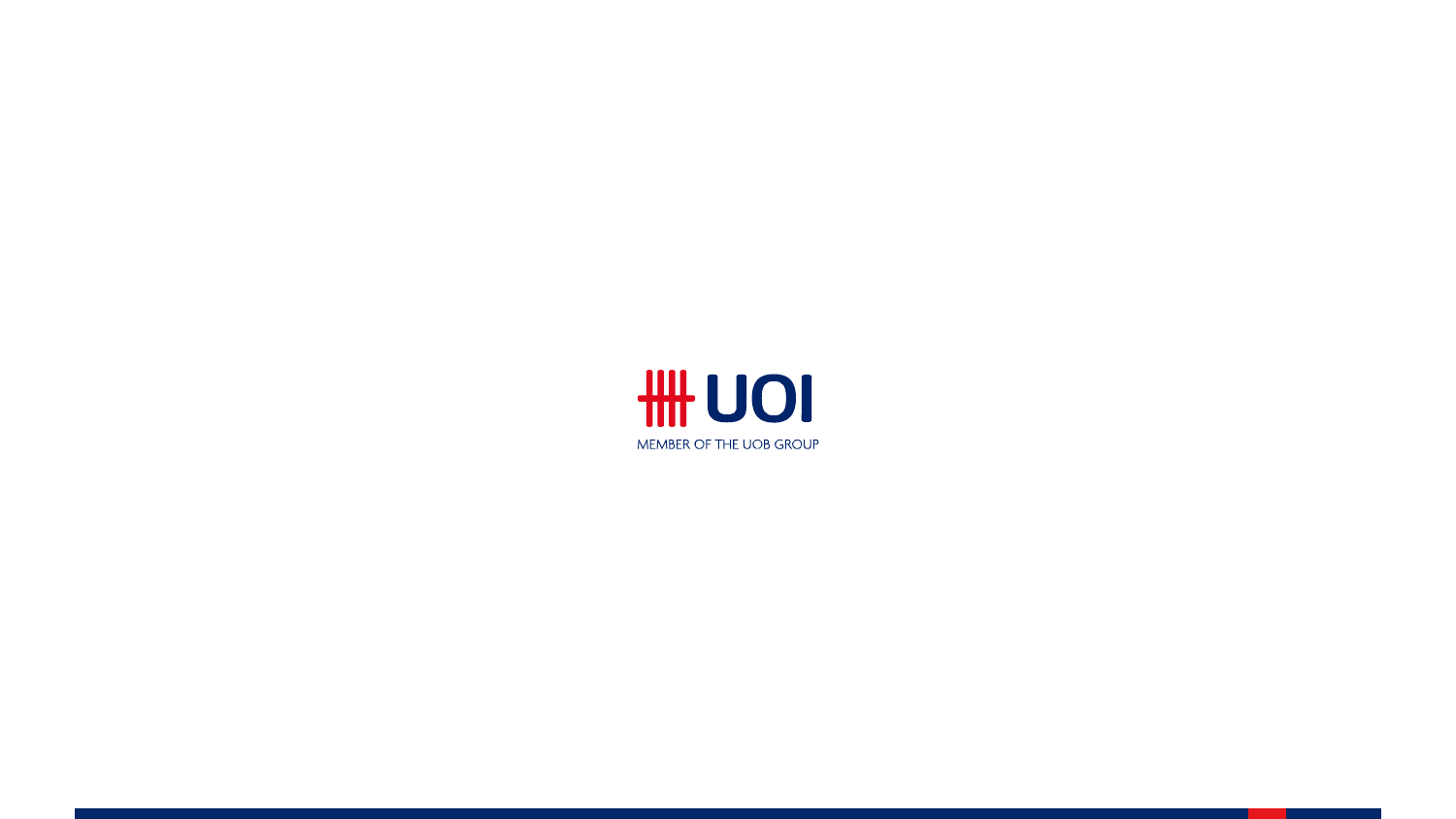UOI

MEMBER OF THE UOB GROUP